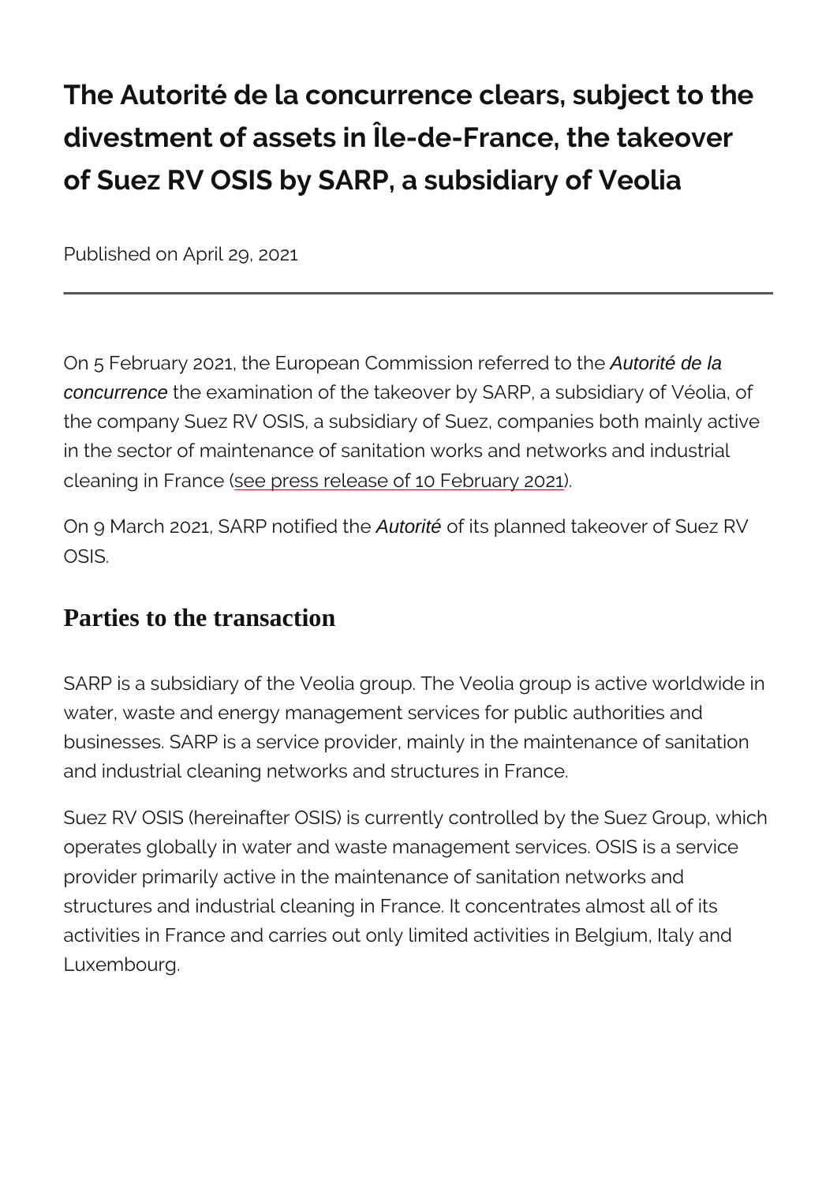# The Autorité de la concurrence clears, subject to the divestment of assets in Île-de-France, the takeover of Suez RV OSIS by SARP, a subsidiary of Veolia

Published on April 29, 2021

---

On 5 February 2021, the European Commission referred to the *Autorité de la concurrence* the examination of the takeover by SARP, a subsidiary of Véolia, of the company Suez RV OSIS, a subsidiary of Suez, companies both mainly active in the sector of maintenance of sanitation works and networks and industrial cleaning in France (see press release of 10 February 2021).

On 9 March 2021, SARP notified the *Autorité* of its planned takeover of Suez RV OSIS.

## Parties to the transaction

SARP is a subsidiary of the Veolia group. The Veolia group is active worldwide in water, waste and energy management services for public authorities and businesses. SARP is a service provider, mainly in the maintenance of sanitation and industrial cleaning networks and structures in France.

Suez RV OSIS (hereinafter OSIS) is currently controlled by the Suez Group, which operates globally in water and waste management services. OSIS is a service provider primarily active in the maintenance of sanitation networks and structures and industrial cleaning in France. It concentrates almost all of its activities in France and carries out only limited activities in Belgium, Italy and Luxembourg.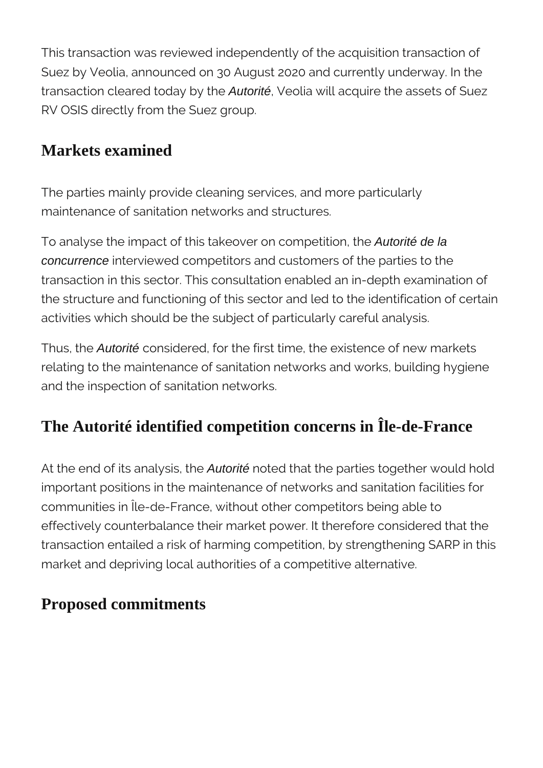This transaction was reviewed independently of the acquisition transaction of Suez by Veolia, announced on 30 August 2020 and currently underway. In the transaction cleared today by the *Autorité*, Veolia will acquire the assets of Suez RV OSIS directly from the Suez group.

## Markets examined

The parties mainly provide cleaning services, and more particularly maintenance of sanitation networks and structures.

To analyse the impact of this takeover on competition, the *Autorité de la concurrence* interviewed competitors and customers of the parties to the transaction in this sector. This consultation enabled an in-depth examination of the structure and functioning of this sector and led to the identification of certain activities which should be the subject of particularly careful analysis.

Thus, the *Autorité* considered, for the first time, the existence of new markets relating to the maintenance of sanitation networks and works, building hygiene and the inspection of sanitation networks.

## The Autorité identified competition concerns in Île-de-France

At the end of its analysis, the *Autorité* noted that the parties together would hold important positions in the maintenance of networks and sanitation facilities for communities in Île-de-France, without other competitors being able to effectively counterbalance their market power. It therefore considered that the transaction entailed a risk of harming competition, by strengthening SARP in this market and depriving local authorities of a competitive alternative.

## Proposed commitments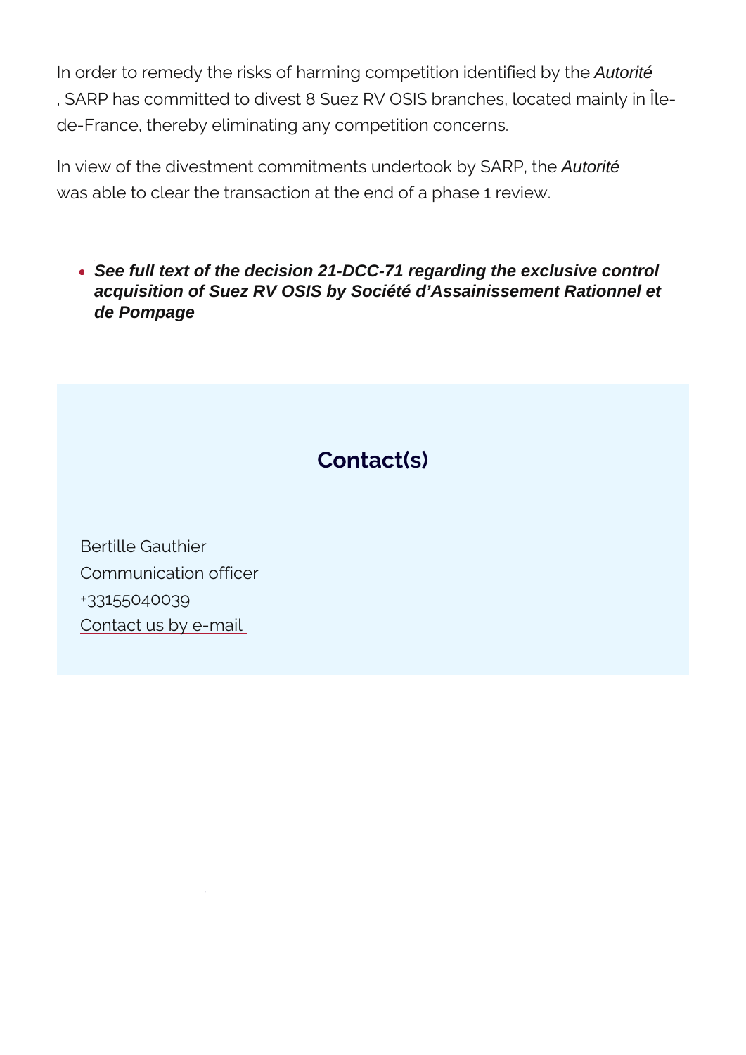In order to remedy the risks of harming competition identified by the *Autorité* , SARP has committed to divest 8 Suez RV OSIS branches, located mainly in Île-de-France, thereby eliminating any competition concerns.

In view of the divestment commitments undertook by SARP, the *Autorité* was able to clear the transaction at the end of a phase 1 review.

- ***See full text of the decision 21-DCC-71 regarding the exclusive control acquisition of Suez RV OSIS by Société d'Assainissement Rationnel et de Pompage***

## Contact(s)

Bertille Gauthier
Communication officer
+33155040039
Contact us by e-mail